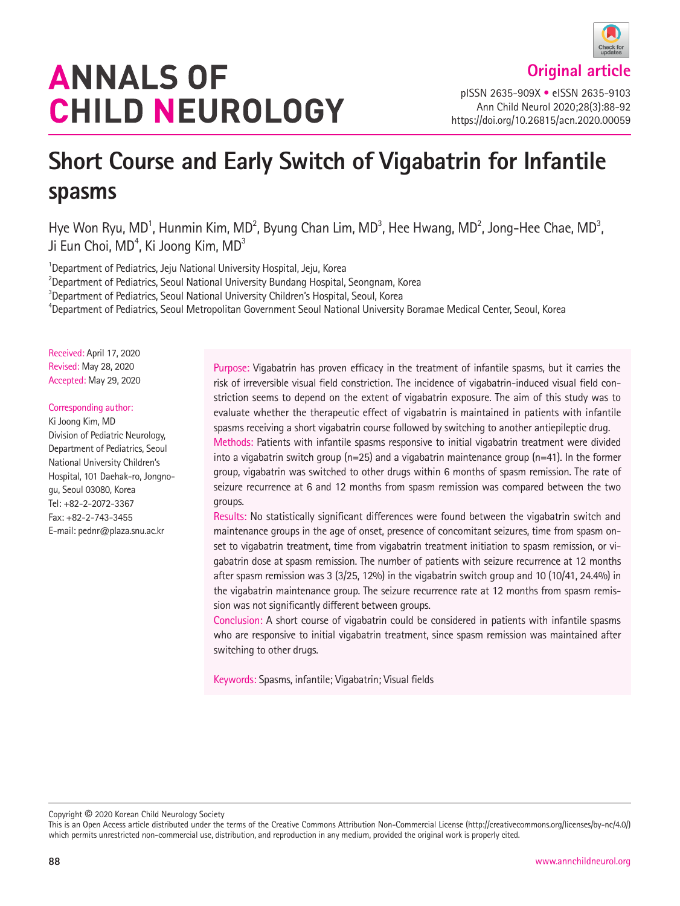Original article

pISSN 2635-909X • eISSN 2635-9103
https://doi.org/10.26815/acn.2020.00059

# Short Course and Early Switch of Vigabatrin for Infantile spasms

Hye Won Ryu, MD[1], Hunmin Kim, MD[2], Byung Chan Lim, MD[3], Hee Hwang, MD[2], Jong-Hee Chae, MD[3], Ji Eun Choi, MD[4], Ki Joong Kim, MD[3]

[1]Department of Pediatrics, Jeju National University Hospital, Jeju, Korea
[2]Department of Pediatrics, Seoul National University Bundang Hospital, Seongnam, Korea
[3]Department of Pediatrics, Seoul National University Children's Hospital, Seoul, Korea
[4]Department of Pediatrics, Seoul Metropolitan Government Seoul National University Boramae Medical Center, Seoul, Korea

Received: April 17, 2020
Revised: May 28, 2020
Accepted: May 29, 2020

Corresponding author:
Ki Joong Kim, MD
Division of Pediatric Neurology, Department of Pediatrics, Seoul National University Children's Hospital, 101 Daehak-ro, Jongno-gu, Seoul 03080, Korea
Tel: +82-2-2072-3367
Fax: +82-2-743-3455
E-mail: pednr@plaza.snu.ac.kr

**Purpose:** Vigabatrin has proven efficacy in the treatment of infantile spasms, but it carries the risk of irreversible visual field constriction. The incidence of vigabatrin-induced visual field constriction seems to depend on the extent of vigabatrin exposure. The aim of this study was to evaluate whether the therapeutic effect of vigabatrin is maintained in patients with infantile spasms receiving a short vigabatrin course followed by switching to another antiepileptic drug.

**Methods:** Patients with infantile spasms responsive to initial vigabatrin treatment were divided into a vigabatrin switch group (n=25) and a vigabatrin maintenance group (n=41). In the former group, vigabatrin was switched to other drugs within 6 months of spasm remission. The rate of seizure recurrence at 6 and 12 months from spasm remission was compared between the two groups.

**Results:** No statistically significant differences were found between the vigabatrin switch and maintenance groups in the age of onset, presence of concomitant seizures, time from spasm onset to vigabatrin treatment, time from vigabatrin treatment initiation to spasm remission, or vigabatrin dose at spasm remission. The number of patients with seizure recurrence at 12 months after spasm remission was 3 (3/25, 12%) in the vigabatrin switch group and 10 (10/41, 24.4%) in the vigabatrin maintenance group. The seizure recurrence rate at 12 months from spasm remission was not significantly different between groups.

**Conclusion:** A short course of vigabatrin could be considered in patients with infantile spasms who are responsive to initial vigabatrin treatment, since spasm remission was maintained after switching to other drugs.

**Keywords:** Spasms, infantile; Vigabatrin; Visual fields

Copyright © 2020 Korean Child Neurology Society
This is an Open Access article distributed under the terms of the Creative Commons Attribution Non-Commercial License (http://creativecommons.org/licenses/by-nc/4.0/) which permits unrestricted non-commercial use, distribution, and reproduction in any medium, provided the original work is properly cited.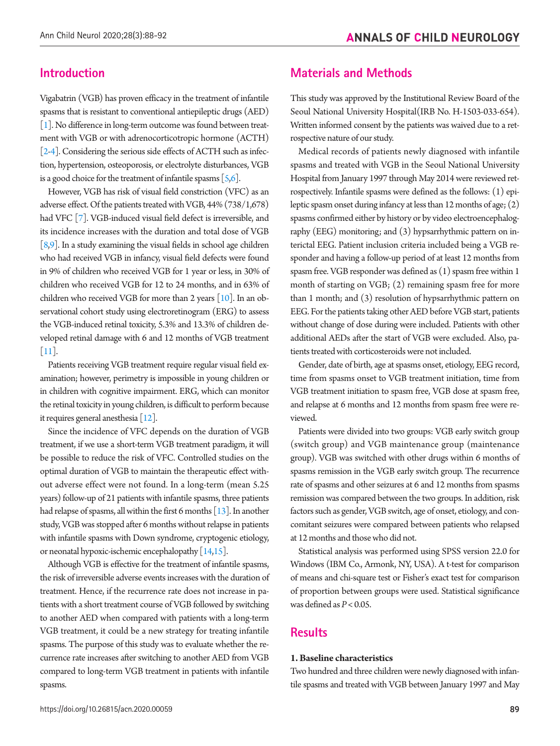## Introduction

Vigabatrin (VGB) has proven efficacy in the treatment of infantile spasms that is resistant to conventional antiepileptic drugs (AED) [1]. No difference in long-term outcome was found between treatment with VGB or with adrenocorticotropic hormone (ACTH) [2-4]. Considering the serious side effects of ACTH such as infection, hypertension, osteoporosis, or electrolyte disturbances, VGB is a good choice for the treatment of infantile spasms [5,6].

However, VGB has risk of visual field constriction (VFC) as an adverse effect. Of the patients treated with VGB, 44% (738/1,678) had VFC [7]. VGB-induced visual field defect is irreversible, and its incidence increases with the duration and total dose of VGB [8,9]. In a study examining the visual fields in school age children who had received VGB in infancy, visual field defects were found in 9% of children who received VGB for 1 year or less, in 30% of children who received VGB for 12 to 24 months, and in 63% of children who received VGB for more than 2 years [10]. In an observational cohort study using electroretinogram (ERG) to assess the VGB-induced retinal toxicity, 5.3% and 13.3% of children developed retinal damage with 6 and 12 months of VGB treatment [11].

Patients receiving VGB treatment require regular visual field examination; however, perimetry is impossible in young children or in children with cognitive impairment. ERG, which can monitor the retinal toxicity in young children, is difficult to perform because it requires general anesthesia [12].

Since the incidence of VFC depends on the duration of VGB treatment, if we use a short-term VGB treatment paradigm, it will be possible to reduce the risk of VFC. Controlled studies on the optimal duration of VGB to maintain the therapeutic effect without adverse effect were not found. In a long-term (mean 5.25 years) follow-up of 21 patients with infantile spasms, three patients had relapse of spasms, all within the first 6 months [13]. In another study, VGB was stopped after 6 months without relapse in patients with infantile spasms with Down syndrome, cryptogenic etiology, or neonatal hypoxic-ischemic encephalopathy [14,15].

Although VGB is effective for the treatment of infantile spasms, the risk of irreversible adverse events increases with the duration of treatment. Hence, if the recurrence rate does not increase in patients with a short treatment course of VGB followed by switching to another AED when compared with patients with a long-term VGB treatment, it could be a new strategy for treating infantile spasms. The purpose of this study was to evaluate whether the recurrence rate increases after switching to another AED from VGB compared to long-term VGB treatment in patients with infantile spasms.

## Materials and Methods

This study was approved by the Institutional Review Board of the Seoul National University Hospital(IRB No. H-1503-033-654). Written informed consent by the patients was waived due to a retrospective nature of our study.

Medical records of patients newly diagnosed with infantile spasms and treated with VGB in the Seoul National University Hospital from January 1997 through May 2014 were reviewed retrospectively. Infantile spasms were defined as the follows: (1) epileptic spasm onset during infancy at less than 12 months of age; (2) spasms confirmed either by history or by video electroencephalography (EEG) monitoring; and (3) hypsarrhythmic pattern on interictal EEG. Patient inclusion criteria included being a VGB responder and having a follow-up period of at least 12 months from spasm free. VGB responder was defined as (1) spasm free within 1 month of starting on VGB; (2) remaining spasm free for more than 1 month; and (3) resolution of hypsarrhythmic pattern on EEG. For the patients taking other AED before VGB start, patients without change of dose during were included. Patients with other additional AEDs after the start of VGB were excluded. Also, patients treated with corticosteroids were not included.

Gender, date of birth, age at spasms onset, etiology, EEG record, time from spasms onset to VGB treatment initiation, time from VGB treatment initiation to spasm free, VGB dose at spasm free, and relapse at 6 months and 12 months from spasm free were reviewed.

Patients were divided into two groups: VGB early switch group (switch group) and VGB maintenance group (maintenance group). VGB was switched with other drugs within 6 months of spasms remission in the VGB early switch group. The recurrence rate of spasms and other seizures at 6 and 12 months from spasms remission was compared between the two groups. In addition, risk factors such as gender, VGB switch, age of onset, etiology, and concomitant seizures were compared between patients who relapsed at 12 months and those who did not.

Statistical analysis was performed using SPSS version 22.0 for Windows (IBM Co., Armonk, NY, USA). A t-test for comparison of means and chi-square test or Fisher's exact test for comparison of proportion between groups were used. Statistical significance was defined as $P < 0.05$.

## Results

### 1. Baseline characteristics

Two hundred and three children were newly diagnosed with infantile spasms and treated with VGB between January 1997 and May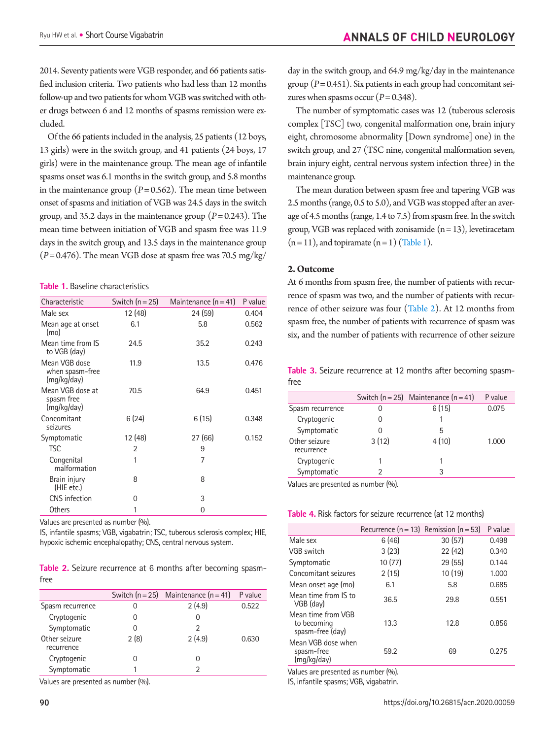2014. Seventy patients were VGB responder, and 66 patients satisfied inclusion criteria. Two patients who had less than 12 months follow-up and two patients for whom VGB was switched with other drugs between 6 and 12 months of spasms remission were excluded.

Of the 66 patients included in the analysis, 25 patients (12 boys, 13 girls) were in the switch group, and 41 patients (24 boys, 17 girls) were in the maintenance group. The mean age of infantile spasms onset was 6.1 months in the switch group, and 5.8 months in the maintenance group ($P=0.562$). The mean time between onset of spasms and initiation of VGB was 24.5 days in the switch group, and 35.2 days in the maintenance group ($P=0.243$). The mean time between initiation of VGB and spasm free was 11.9 days in the switch group, and 13.5 days in the maintenance group ($P=0.476$). The mean VGB dose at spasm free was 70.5 mg/kg/day in the switch group, and 64.9 mg/kg/day in the maintenance group ($P=0.451$). Six patients in each group had concomitant seizures when spasms occur ($P=0.348$).

The number of symptomatic cases was 12 (tuberous sclerosis complex [TSC] two, congenital malformation one, brain injury eight, chromosome abnormality [Down syndrome] one) in the switch group, and 27 (TSC nine, congenital malformation seven, brain injury eight, central nervous system infection three) in the maintenance group.

The mean duration between spasm free and tapering VGB was 2.5 months (range, 0.5 to 5.0), and VGB was stopped after an average of 4.5 months (range, 1.4 to 7.5) from spasm free. In the switch group, VGB was replaced with zonisamide (n=13), levetiracetam (n=11), and topiramate (n=1) (Table 1).

**Table 1.** Baseline characteristics

| Characteristic | Switch (n=25) | Maintenance (n=41) | P value |
|---|---|---|---|
| Male sex | 12 (48) | 24 (59) | 0.404 |
| Mean age at onset (mo) | 6.1 | 5.8 | 0.562 |
| Mean time from IS to VGB (day) | 24.5 | 35.2 | 0.243 |
| Mean VGB dose when spasm-free (mg/kg/day) | 11.9 | 13.5 | 0.476 |
| Mean VGB dose at spasm free (mg/kg/day) | 70.5 | 64.9 | 0.451 |
| Concomitant seizures | 6 (24) | 6 (15) | 0.348 |
| Symptomatic | 12 (48) | 27 (66) | 0.152 |
| TSC | 2 | 9 | |
| Congenital malformation | 1 | 7 | |
| Brain injury (HIE etc.) | 8 | 8 | |
| CNS infection | 0 | 3 | |
| Others | 1 | 0 | |

Values are presented as number (%).
IS, infantile spasms; VGB, vigabatrin; TSC, tuberous sclerosis complex; HIE, hypoxic ischemic encephalopathy; CNS, central nervous system.

**Table 2.** Seizure recurrence at 6 months after becoming spasm-free

| | Switch (n=25) | Maintenance (n=41) | P value |
|---|---|---|---|
| Spasm recurrence | 0 | 2 (4.9) | 0.522 |
| Cryptogenic | 0 | 0 | |
| Symptomatic | 0 | 2 | |
| Other seizure recurrence | 2 (8) | 2 (4.9) | 0.630 |
| Cryptogenic | 0 | 0 | |
| Symptomatic | 1 | 2 | |

Values are presented as number (%).

## 2. Outcome

At 6 months from spasm free, the number of patients with recurrence of spasm was two, and the number of patients with recurrence of other seizure was four (Table 2). At 12 months from spasm free, the number of patients with recurrence of spasm was six, and the number of patients with recurrence of other seizure

**Table 3.** Seizure recurrence at 12 months after becoming spasm-free

| | Switch (n=25) | Maintenance (n=41) | P value |
|---|---|---|---|
| Spasm recurrence | 0 | 6 (15) | 0.075 |
| Cryptogenic | 0 | 1 | |
| Symptomatic | 0 | 5 | |
| Other seizure recurrence | 3 (12) | 4 (10) | 1.000 |
| Cryptogenic | 1 | 1 | |
| Symptomatic | 2 | 3 | |

Values are presented as number (%).

**Table 4.** Risk factors for seizure recurrence (at 12 months)

| | Recurrence (n=13) | Remission (n=53) | P value |
|---|---|---|---|
| Male sex | 6 (46) | 30 (57) | 0.498 |
| VGB switch | 3 (23) | 22 (42) | 0.340 |
| Symptomatic | 10 (77) | 29 (55) | 0.144 |
| Concomitant seizures | 2 (15) | 10 (19) | 1.000 |
| Mean onset age (mo) | 6.1 | 5.8 | 0.685 |
| Mean time from IS to VGB (day) | 36.5 | 29.8 | 0.551 |
| Mean time from VGB to becoming spasm-free (day) | 13.3 | 12.8 | 0.856 |
| Mean VGB dose when spasm-free (mg/kg/day) | 59.2 | 69 | 0.275 |

Values are presented as number (%).
IS, infantile spasms; VGB, vigabatrin.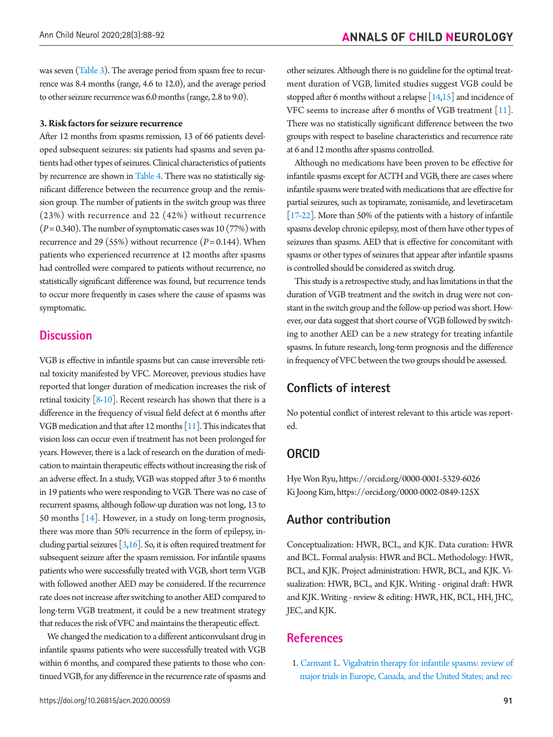was seven (Table 3). The average period from spasm free to recurrence was 8.4 months (range, 4.6 to 12.0), and the average period to other seizure recurrence was 6.0 months (range, 2.8 to 9.0).

### 3. Risk factors for seizure recurrence

After 12 months from spasms remission, 13 of 66 patients developed subsequent seizures: six patients had spasms and seven patients had other types of seizures. Clinical characteristics of patients by recurrence are shown in Table 4. There was no statistically significant difference between the recurrence group and the remission group. The number of patients in the switch group was three (23%) with recurrence and 22 (42%) without recurrence ($P=0.340$). The number of symptomatic cases was 10 (77%) with recurrence and 29 (55%) without recurrence ($P=0.144$). When patients who experienced recurrence at 12 months after spasms had controlled were compared to patients without recurrence, no statistically significant difference was found, but recurrence tends to occur more frequently in cases where the cause of spasms was symptomatic.

## Discussion

VGB is effective in infantile spasms but can cause irreversible retinal toxicity manifested by VFC. Moreover, previous studies have reported that longer duration of medication increases the risk of retinal toxicity [8-10]. Recent research has shown that there is a difference in the frequency of visual field defect at 6 months after VGB medication and that after 12 months [11]. This indicates that vision loss can occur even if treatment has not been prolonged for years. However, there is a lack of research on the duration of medication to maintain therapeutic effects without increasing the risk of an adverse effect. In a study, VGB was stopped after 3 to 6 months in 19 patients who were responding to VGB. There was no case of recurrent spasms, although follow-up duration was not long, 13 to 50 months [14]. However, in a study on long-term prognosis, there was more than 50% recurrence in the form of epilepsy, including partial seizures [3,16]. So, it is often required treatment for subsequent seizure after the spasm remission. For infantile spasms patients who were successfully treated with VGB, short term VGB with followed another AED may be considered. If the recurrence rate does not increase after switching to another AED compared to long-term VGB treatment, it could be a new treatment strategy that reduces the risk of VFC and maintains the therapeutic effect.

We changed the medication to a different anticonvulsant drug in infantile spasms patients who were successfully treated with VGB within 6 months, and compared these patients to those who continued VGB, for any difference in the recurrence rate of spasms and other seizures. Although there is no guideline for the optimal treatment duration of VGB, limited studies suggest VGB could be stopped after 6 months without a relapse [14,15] and incidence of VFC seems to increase after 6 months of VGB treatment [11]. There was no statistically significant difference between the two groups with respect to baseline characteristics and recurrence rate at 6 and 12 months after spasms controlled.

Although no medications have been proven to be effective for infantile spasms except for ACTH and VGB, there are cases where infantile spasms were treated with medications that are effective for partial seizures, such as topiramate, zonisamide, and levetiracetam [17-22]. More than 50% of the patients with a history of infantile spasms develop chronic epilepsy, most of them have other types of seizures than spasms. AED that is effective for concomitant with spasms or other types of seizures that appear after infantile spasms is controlled should be considered as switch drug.

This study is a retrospective study, and has limitations in that the duration of VGB treatment and the switch in drug were not constant in the switch group and the follow-up period was short. However, our data suggest that short course of VGB followed by switching to another AED can be a new strategy for treating infantile spasms. In future research, long-term prognosis and the difference in frequency of VFC between the two groups should be assessed.

## Conflicts of interest

No potential conflict of interest relevant to this article was reported.

## ORCID

Hye Won Ryu, https://orcid.org/0000-0001-5329-6026
Ki Joong Kim, https://orcid.org/0000-0002-0849-125X

## Author contribution

Conceptualization: HWR, BCL, and KJK. Data curation: HWR and BCL. Formal analysis: HWR and BCL. Methodology: HWR, BCL, and KJK. Project administration: HWR, BCL, and KJK. Visualization: HWR, BCL, and KJK. Writing - original draft: HWR and KJK. Writing - review & editing: HWR, HK, BCL, HH, JHC, JEC, and KJK.

## References

1. Carmant L. Vigabatrin therapy for infantile spasms: review of major trials in Europe, Canada, and the United States; and rec-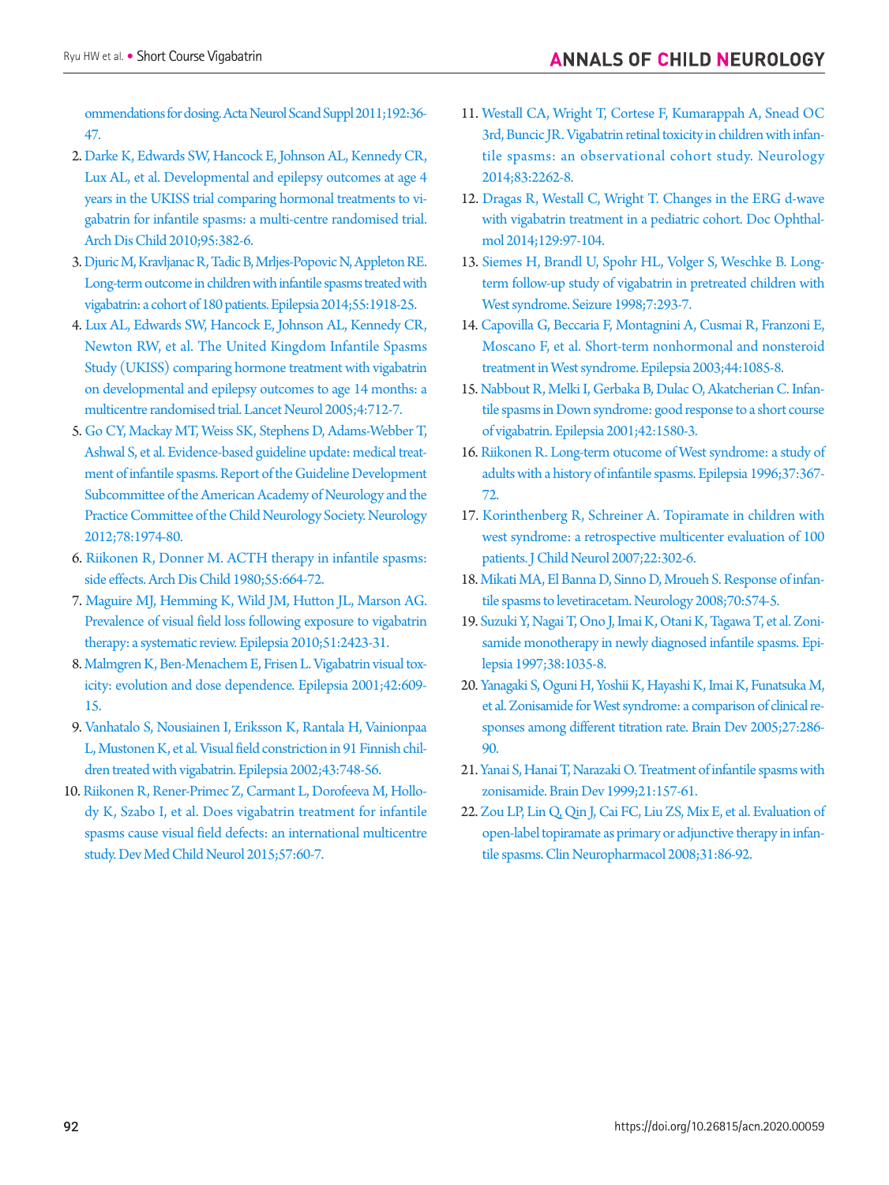ommendations for dosing. Acta Neurol Scand Suppl 2011;192:36-47.

2. Darke K, Edwards SW, Hancock E, Johnson AL, Kennedy CR, Lux AL, et al. Developmental and epilepsy outcomes at age 4 years in the UKISS trial comparing hormonal treatments to vigabatrin for infantile spasms: a multi-centre randomised trial. Arch Dis Child 2010;95:382-6.
3. Djuric M, Kravljanac R, Tadic B, Mrljes-Popovic N, Appleton RE. Long-term outcome in children with infantile spasms treated with vigabatrin: a cohort of 180 patients. Epilepsia 2014;55:1918-25.
4. Lux AL, Edwards SW, Hancock E, Johnson AL, Kennedy CR, Newton RW, et al. The United Kingdom Infantile Spasms Study (UKISS) comparing hormone treatment with vigabatrin on developmental and epilepsy outcomes to age 14 months: a multicentre randomised trial. Lancet Neurol 2005;4:712-7.
5. Go CY, Mackay MT, Weiss SK, Stephens D, Adams-Webber T, Ashwal S, et al. Evidence-based guideline update: medical treatment of infantile spasms. Report of the Guideline Development Subcommittee of the American Academy of Neurology and the Practice Committee of the Child Neurology Society. Neurology 2012;78:1974-80.
6. Riikonen R, Donner M. ACTH therapy in infantile spasms: side effects. Arch Dis Child 1980;55:664-72.
7. Maguire MJ, Hemming K, Wild JM, Hutton JL, Marson AG. Prevalence of visual field loss following exposure to vigabatrin therapy: a systematic review. Epilepsia 2010;51:2423-31.
8. Malmgren K, Ben-Menachem E, Frisen L. Vigabatrin visual toxicity: evolution and dose dependence. Epilepsia 2001;42:609-15.
9. Vanhatalo S, Nousiainen I, Eriksson K, Rantala H, Vainionpaa L, Mustonen K, et al. Visual field constriction in 91 Finnish children treated with vigabatrin. Epilepsia 2002;43:748-56.
10. Riikonen R, Rener-Primec Z, Carmant L, Dorofeeva M, Hollody K, Szabo I, et al. Does vigabatrin treatment for infantile spasms cause visual field defects: an international multicentre study. Dev Med Child Neurol 2015;57:60-7.
11. Westall CA, Wright T, Cortese F, Kumarappah A, Snead OC 3rd, Buncic JR. Vigabatrin retinal toxicity in children with infantile spasms: an observational cohort study. Neurology 2014;83:2262-8.
12. Dragas R, Westall C, Wright T. Changes in the ERG d-wave with vigabatrin treatment in a pediatric cohort. Doc Ophthalmol 2014;129:97-104.
13. Siemes H, Brandl U, Spohr HL, Volger S, Weschke B. Long-term follow-up study of vigabatrin in pretreated children with West syndrome. Seizure 1998;7:293-7.
14. Capovilla G, Beccaria F, Montagnini A, Cusmai R, Franzoni E, Moscano F, et al. Short-term nonhormonal and nonsteroid treatment in West syndrome. Epilepsia 2003;44:1085-8.
15. Nabbout R, Melki I, Gerbaka B, Dulac O, Akatcherian C. Infantile spasms in Down syndrome: good response to a short course of vigabatrin. Epilepsia 2001;42:1580-3.
16. Riikonen R. Long-term otucome of West syndrome: a study of adults with a history of infantile spasms. Epilepsia 1996;37:367-72.
17. Korinthenberg R, Schreiner A. Topiramate in children with west syndrome: a retrospective multicenter evaluation of 100 patients. J Child Neurol 2007;22:302-6.
18. Mikati MA, El Banna D, Sinno D, Mroueh S. Response of infantile spasms to levetiracetam. Neurology 2008;70:574-5.
19. Suzuki Y, Nagai T, Ono J, Imai K, Otani K, Tagawa T, et al. Zonisamide monotherapy in newly diagnosed infantile spasms. Epilepsia 1997;38:1035-8.
20. Yanagaki S, Oguni H, Yoshii K, Hayashi K, Imai K, Funatsuka M, et al. Zonisamide for West syndrome: a comparison of clinical responses among different titration rate. Brain Dev 2005;27:286-90.
21. Yanai S, Hanai T, Narazaki O. Treatment of infantile spasms with zonisamide. Brain Dev 1999;21:157-61.
22. Zou LP, Lin Q, Qin J, Cai FC, Liu ZS, Mix E, et al. Evaluation of open-label topiramate as primary or adjunctive therapy in infantile spasms. Clin Neuropharmacol 2008;31:86-92.